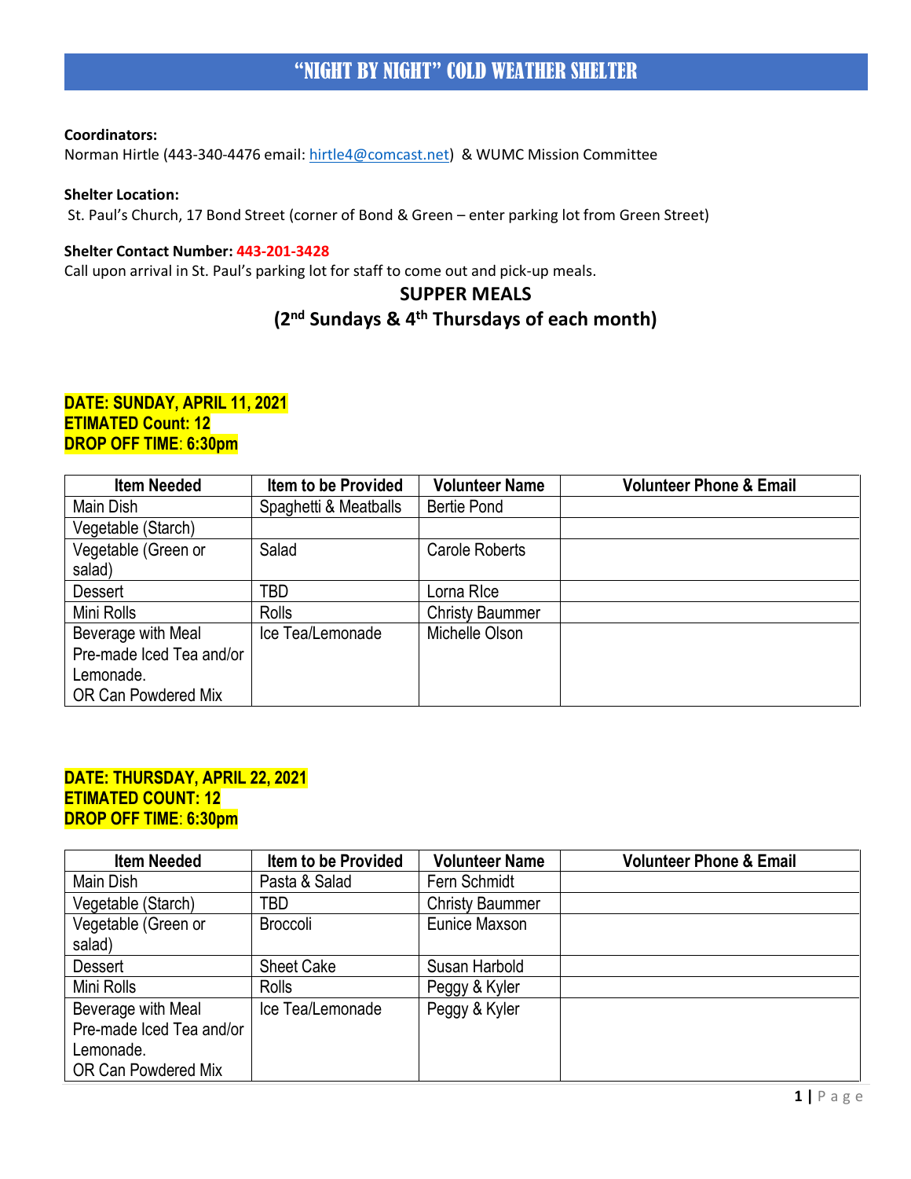# "NIGHT BY NIGHT" COLD WEATHER SHELTER

**Coordinators:**
Norman Hirtle (443-340-4476 email: hirtle4@comcast.net) & WUMC Mission Committee

**Shelter Location:**
St. Paul's Church, 17 Bond Street (corner of Bond & Green – enter parking lot from Green Street)

**Shelter Contact Number:** 443-201-3428
Call upon arrival in St. Paul's parking lot for staff to come out and pick-up meals.

## SUPPER MEALS
## (2nd Sundays & 4th Thursdays of each month)

**DATE: SUNDAY, APRIL 11, 2021**
**ETIMATED Count: 12**
**DROP OFF TIME: 6:30pm**

| Item Needed | Item to be Provided | Volunteer Name | Volunteer Phone & Email |
|---|---|---|---|
| Main Dish | Spaghetti & Meatballs | Bertie Pond | |
| Vegetable (Starch) | | | |
| Vegetable (Green or salad) | Salad | Carole Roberts | |
| Dessert | TBD | Lorna RIce | |
| Mini Rolls | Rolls | Christy Baummer | |
| Beverage with Meal Pre-made Iced Tea and/or Lemonade. OR Can Powdered Mix | Ice Tea/Lemonade | Michelle Olson | |

**DATE: THURSDAY, APRIL 22, 2021**
**ETIMATED COUNT: 12**
**DROP OFF TIME: 6:30pm**

| Item Needed | Item to be Provided | Volunteer Name | Volunteer Phone & Email |
|---|---|---|---|
| Main Dish | Pasta & Salad | Fern Schmidt | |
| Vegetable (Starch) | TBD | Christy Baummer | |
| Vegetable (Green or salad) | Broccoli | Eunice Maxson | |
| Dessert | Sheet Cake | Susan Harbold | |
| Mini Rolls | Rolls | Peggy & Kyler | |
| Beverage with Meal Pre-made Iced Tea and/or Lemonade. OR Can Powdered Mix | Ice Tea/Lemonade | Peggy & Kyler | |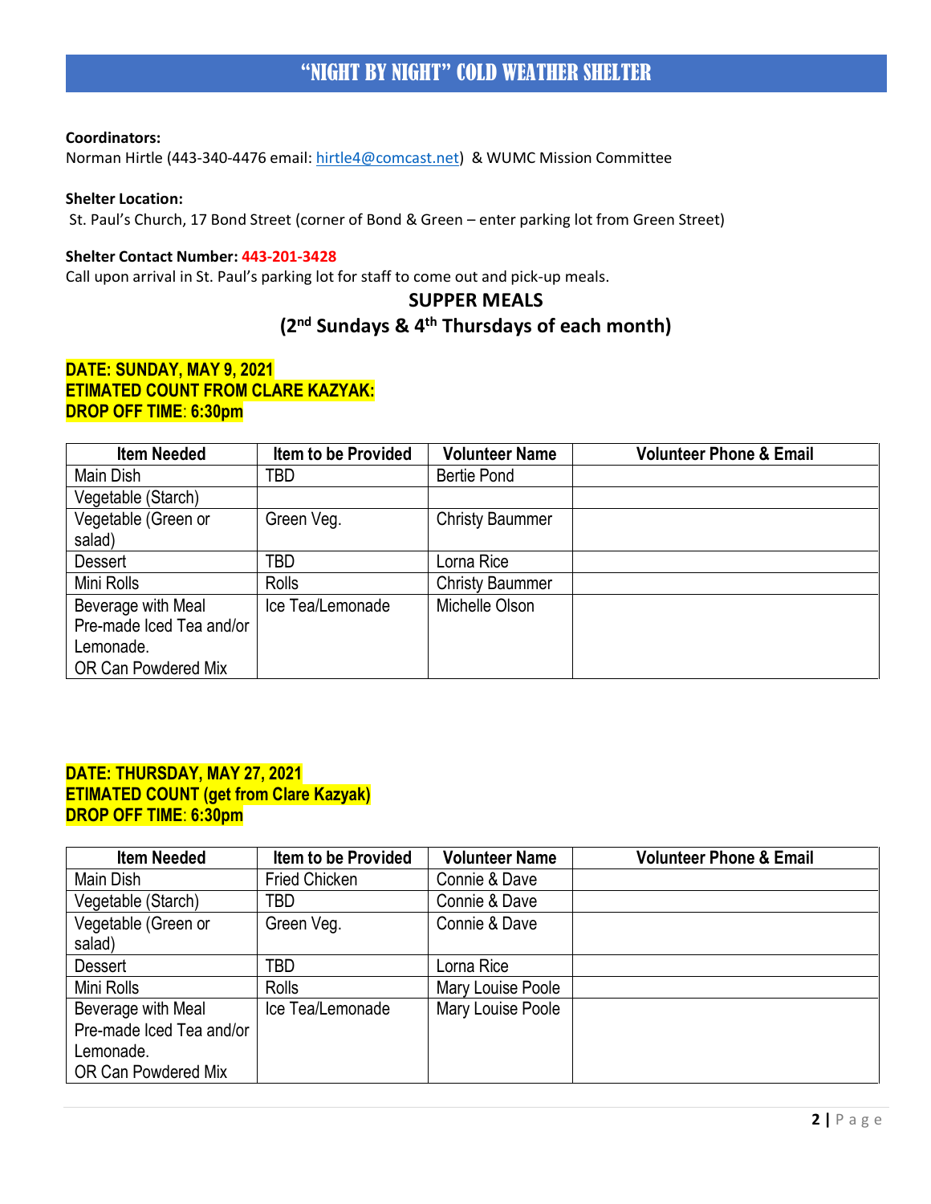# "NIGHT BY NIGHT" COLD WEATHER SHELTER

**Coordinators:**
Norman Hirtle (443-340-4476 email: hirtle4@comcast.net) & WUMC Mission Committee

**Shelter Location:**
St. Paul's Church, 17 Bond Street (corner of Bond & Green – enter parking lot from Green Street)

**Shelter Contact Number:** **443-201-3428**
Call upon arrival in St. Paul's parking lot for staff to come out and pick-up meals.

## SUPPER MEALS

## (2nd Sundays & 4th Thursdays of each month)

**DATE: SUNDAY, MAY 9, 2021**
**ETIMATED COUNT FROM CLARE KAZYAK:**
**DROP OFF TIME: 6:30pm**

| Item Needed | Item to be Provided | Volunteer Name | Volunteer Phone & Email |
|---|---|---|---|
| Main Dish | TBD | Bertie Pond | |
| Vegetable (Starch) | | | |
| Vegetable (Green or salad) | Green Veg. | Christy Baummer | |
| Dessert | TBD | Lorna Rice | |
| Mini Rolls | Rolls | Christy Baummer | |
| Beverage with Meal Pre-made Iced Tea and/or Lemonade. OR Can Powdered Mix | Ice Tea/Lemonade | Michelle Olson | |

**DATE: THURSDAY, MAY 27, 2021**
**ETIMATED COUNT (get from Clare Kazyak)**
**DROP OFF TIME: 6:30pm**

| Item Needed | Item to be Provided | Volunteer Name | Volunteer Phone & Email |
|---|---|---|---|
| Main Dish | Fried Chicken | Connie & Dave | |
| Vegetable (Starch) | TBD | Connie & Dave | |
| Vegetable (Green or salad) | Green Veg. | Connie & Dave | |
| Dessert | TBD | Lorna Rice | |
| Mini Rolls | Rolls | Mary Louise Poole | |
| Beverage with Meal Pre-made Iced Tea and/or Lemonade. OR Can Powdered Mix | Ice Tea/Lemonade | Mary Louise Poole | |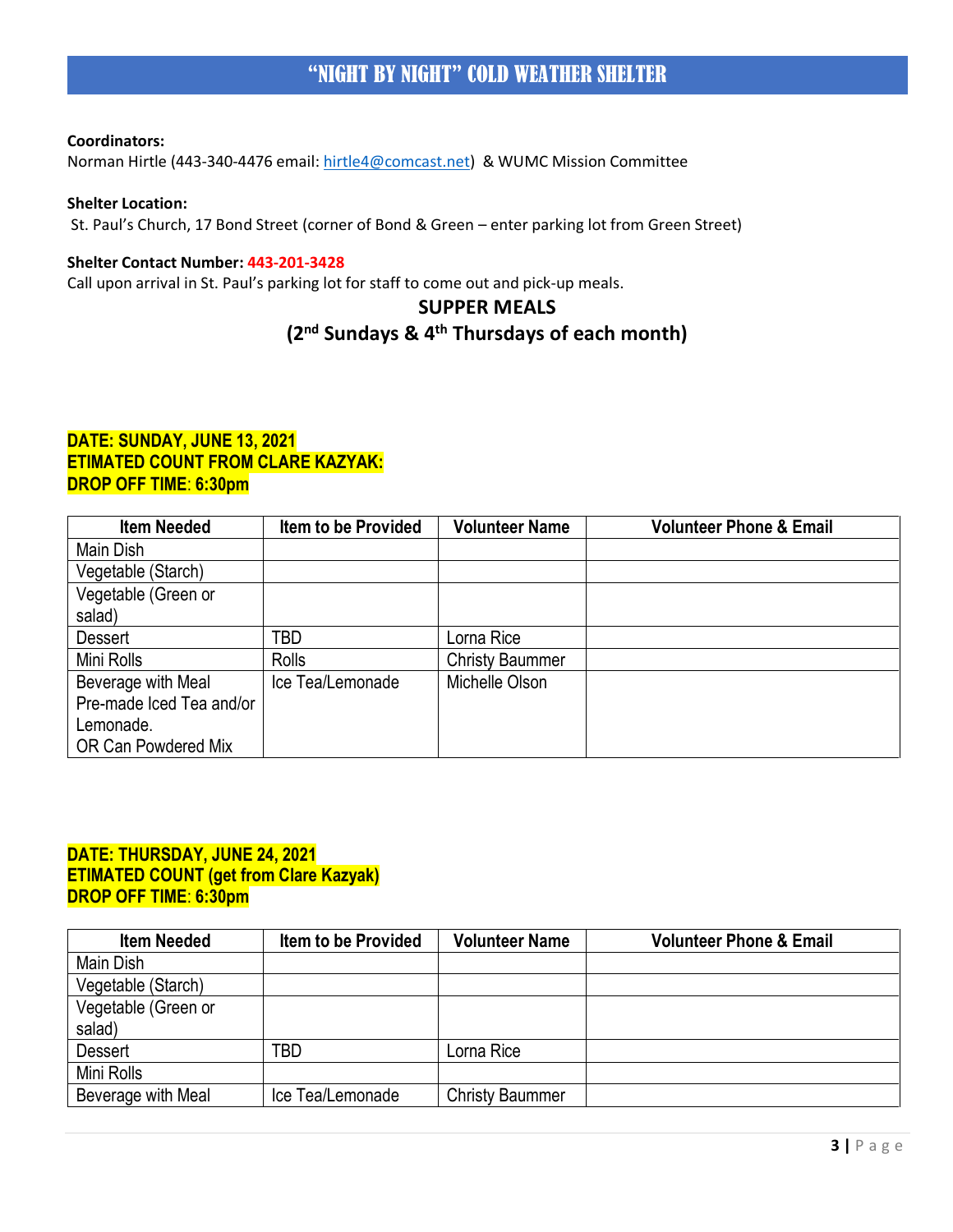# "NIGHT BY NIGHT" COLD WEATHER SHELTER

**Coordinators:**
Norman Hirtle (443-340-4476 email: hirtle4@comcast.net) & WUMC Mission Committee

**Shelter Location:**
St. Paul's Church, 17 Bond Street (corner of Bond & Green – enter parking lot from Green Street)

**Shelter Contact Number: 443-201-3428**
Call upon arrival in St. Paul's parking lot for staff to come out and pick-up meals.

## SUPPER MEALS
## (2nd Sundays & 4th Thursdays of each month)

**DATE: SUNDAY, JUNE 13, 2021**
**ETIMATED COUNT FROM CLARE KAZYAK:**
**DROP OFF TIME: 6:30pm**

| Item Needed | Item to be Provided | Volunteer Name | Volunteer Phone & Email |
|---|---|---|---|
| Main Dish | | | |
| Vegetable (Starch) | | | |
| Vegetable (Green or salad) | | | |
| Dessert | TBD | Lorna Rice | |
| Mini Rolls | Rolls | Christy Baummer | |
| Beverage with Meal Pre-made Iced Tea and/or Lemonade. OR Can Powdered Mix | Ice Tea/Lemonade | Michelle Olson | |

**DATE: THURSDAY, JUNE 24, 2021**
**ETIMATED COUNT (get from Clare Kazyak)**
**DROP OFF TIME: 6:30pm**

| Item Needed | Item to be Provided | Volunteer Name | Volunteer Phone & Email |
|---|---|---|---|
| Main Dish | | | |
| Vegetable (Starch) | | | |
| Vegetable (Green or salad) | | | |
| Dessert | TBD | Lorna Rice | |
| Mini Rolls | | | |
| Beverage with Meal | Ice Tea/Lemonade | Christy Baummer | |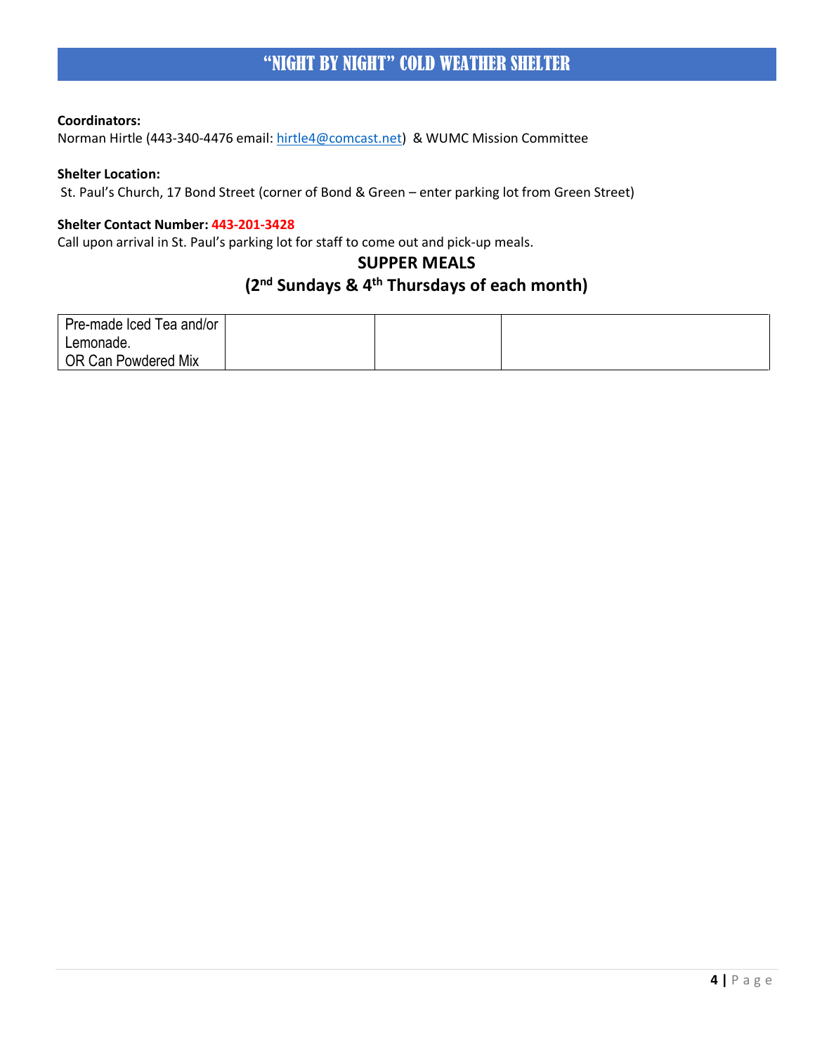# "NIGHT BY NIGHT" COLD WEATHER SHELTER

**Coordinators:**
Norman Hirtle (443-340-4476 email: hirtle4@comcast.net) & WUMC Mission Committee

**Shelter Location:**
St. Paul's Church, 17 Bond Street (corner of Bond & Green – enter parking lot from Green Street)

**Shelter Contact Number: 443-201-3428**
Call upon arrival in St. Paul's parking lot for staff to come out and pick-up meals.

## SUPPER MEALS
## (2nd Sundays & 4th Thursdays of each month)

| | | | |
|---|---|---|---|
| Pre-made Iced Tea and/or Lemonade. OR Can Powdered Mix | | | |